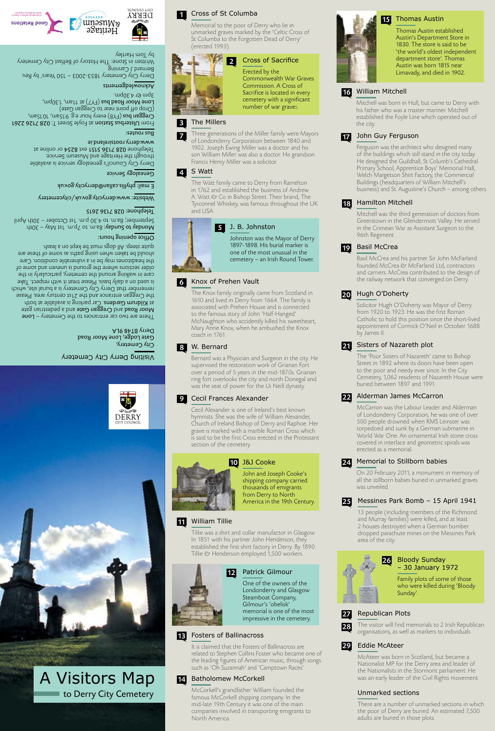# A Visitors Map to Derry City Cemetery

## Visiting Derry City Cemetery

City Cemetery,
Gate Lodge, Lone Moor Road
Derry BT48 9LA

There are two car entrances to the Cemetery – **Lone Moor Road** and **Creggan Gate** and a pedestrian gate at **Kildrum Gardens**. Car parking is available at both the Creggan entrance and the 21st century area. Please remember that Derry City Cemetery is a burial site, which is used on a daily basis. Please treat it with respect. Take care in walking around the cemetery, particularly in the older sections where the ground is uneven and some of the headstones may be in a vulnerable condition. Care should be taken when using the paths as some of these are quite steep. All dogs must be kept on a leash.

**Office opening hours:**
**Monday to Sunday:** 8a.m. to 7p.m. 1st May – 30th September; 8a.m. to 4.30 p.m. 1st October – 30th April

**Telephone:** 028 7136 2615
**Website:** www.derrycity.gov.uk/citycemetery
**E mail:** phyllis.callan@derrycity.gov.uk

**Genealogy Service**
Derry City Council's genealogy service is available through the Heritage and Museum Service.
**www.derry.rootsireland.ie**
Telephone 028 7136 5151 ext 8254 or online at

**Bus routes:**
From **Ulsterbus Station** at Foyle Street T: 028 7126 2261
**Creggan bus** (FY8) every hour e.g. 9.15am, 10.15am,
(Drop off point near to Creggan Gate)
**Lone Moor Road bus** (FY7) at 11am, 1.30pm,
3pm & 4.30pm.

**Acknowledgements**
Derry City Cemetery 1853-2003 – 150 Years', by Rev. Bernard J Canning
Written in Stone: The History of Belfast City Cemetery by Tom Hartley

DERRY CITY COUNCIL — Heritage & Museum service — Good Relations

### 1 Cross of St Columba
Memorial to the poor of Derry who lie in unmarked graves marked by the 'Celtic Cross of St Columba to the Forgotten Dead of Derry' (erected 1993).

### 2 Cross of Sacrifice
Erected by the Commonwealth War Graves Commission. A Cross of Sacrifice is located in every cemetery with a significant number of war graves.

### 3 The Millers
### 7
Three generations of the Miller family were Mayors of Londonderry Corporation between 1840 and 1902. Joseph Ewing Miller was a doctor and his son William Miller was also a doctor. His grandson Francis Henry Miller was a solicitor.

### 4 S Watt
The Watt family came to Derry from Ramelton in 1762 and established the business of Andrew A. Watt & Co in Bishop Street. Their brand, The Tyrconnel Whiskey, was famous throughout the UK and USA.

### 5 J. B. Johnston
Johnston was the Mayor of Derry 1897-1898. His burial marker is one of the most unusual in the cemetery – an Irish Round Tower.

### 6 Knox of Prehen Vault
The Knox family originally came from Scotland in 1610 and lived in Derry from 1664. The Knox family is associated with Prehen House and is connected to the famous story of John 'Half-Hanged' McNaughton who accidently killed his sweetheart, Mary Anne Knox, when he ambushed the Knox coach in 1761.

### 8 W. Bernard
Bernard was a Physician and Surgeon in the city. He supervised the restoration work of Grianan Fort over a period of 5 years in the mid-1870s. Grianan ring fort overlooks the city and north Donegal and was the seat of power for the Ui Neill dynasty.

### 9 Cecil Frances Alexander
Cecil Alexander is one of Ireland's best known hymnists. She was the wife of William Alexander, Church of Ireland Bishop of Derry and Raphoe. Her grave is marked with a marble Roman Cross which is said to be the first Cross erected in the Protestant section of the cemetery.

### 10 J&J Cooke
John and Joseph Cooke's shipping company carried thousands of emigrants from Derry to North America in the 19th Century.

### 11 William Tillie
Tillie was a shirt and collar manufactor in Glasgow. In 1851 with his partner John Henderson, they established the first shirt factory in Derry. By 1890 Tillie & Henderson employed 1,500 workers.

### 12 Patrick Gilmour
One of the owners of the Londonderry and Glasgow Steamboat Company, Gilmour's 'obelisk' memorial is one of the most impressive in the cemetery.

### 13 Fosters of Ballinacross
It is claimed that the Fosters of Ballinacross are related to Stephen Collins Foster who became one of the leading figures of American music, through songs such as 'Oh Suzannah' and 'Camptown Races'.

### 14 Batholomew McCorkell
McCorkell's grandfather William founded the famous McCorkell shipping company. In the mid-late 19th Century it was one of the main companies involved in transporting emigrants to North America.

### 15 Thomas Austin
Thomas Austin established Austin's Department Store in 1830. The store is said to be 'the world's oldest independent department store'. Thomas Austin was born 1815 near Limavady, and died in 1902.

### 16 William Mitchell
Mitchell was born in Hull, but came to Derry with his father who was a master mariner. Mitchell established the Foyle Line which operated out of the city.

### 17 John Guy Ferguson
Ferguson was the architect who designed many of the buildings which still stand in the city today. He designed the Guildhall, St Columb's Cathedral Primary School, Apprentice Boys' Memorial Hall, Welch Margetson Shirt Factory, the Commercial Buildings (headquarters of William Mitchell's business) and St. Augustine's Church – among others.

### 18 Hamilton Mitchell
Mitchell was the third generation of doctors from Greerstown in the Glendermott Valley. He served in the Crimean War as Assistant Surgeon to the 96th Regiment.

### 19 Basil McCrea
Basil McCrea and his partner Sir John McFarland founded McCrea & McFarland Ltd, contractors and carriers. McCrea contributed to the design of the railway network that converged on Derry.

### 20 Hugh O'Doherty
Solicitor Hugh O'Doherty was Mayor of Derry from 1920 to 1923. He was the first Roman Catholic to hold this position since the short-lived appointment of Cormick O'Neil in October 1688 by James II.

### 21 Sisters of Nazareth plot
The 'Poor Sisters of Nazareth' came to Bishop Street in 1892 where its doors have been open to the poor and needy ever since. In the City Cemetery, 1,062 residents of Nazareth House were buried between 1897 and 1991.

### 22 Alderman James McCarron
McCarron was the Labour Leader and Alderman of Londonderry Corporation; he was one of over 500 people drowned when RMS Leinster was torpedoed and sunk by a German submarine in World War One. An ornamental Irish stone cross covered in interlace and geometric spirals was erected as a memorial.

### 24 Memorial to Stillborn babies
On 20 February 2011, a monument in memory of all the stillborn babies buried in unmarked graves was unveiled.

### 25 Messines Park Bomb – 15 April 1941
13 people (including members of the Richmond and Murray families) were killed, and at least 2 houses destroyed when a German bomber dropped parachute mines on the Messines Park area of the city.

### 26 Bloody Sunday – 30 January 1972
Family plots of some of those who were killed during 'Bloody Sunday'.

### 27 Republican Plots
### 28
The visitor will find memorials to 2 Irish Republican organisations, as well as markers to individuals.

### 29 Eddie McAteer
McAteer was born in Scotland, but became a Nationalist MP for the Derry area and leader of the Nationalists in the Stormont parliament. He was an early leader of the Civil Rights movement.

### Unmarked sections
There are a number of unmarked sections in which the poor of Derry are buried. An estimated 7,500 adults are buried in those plots.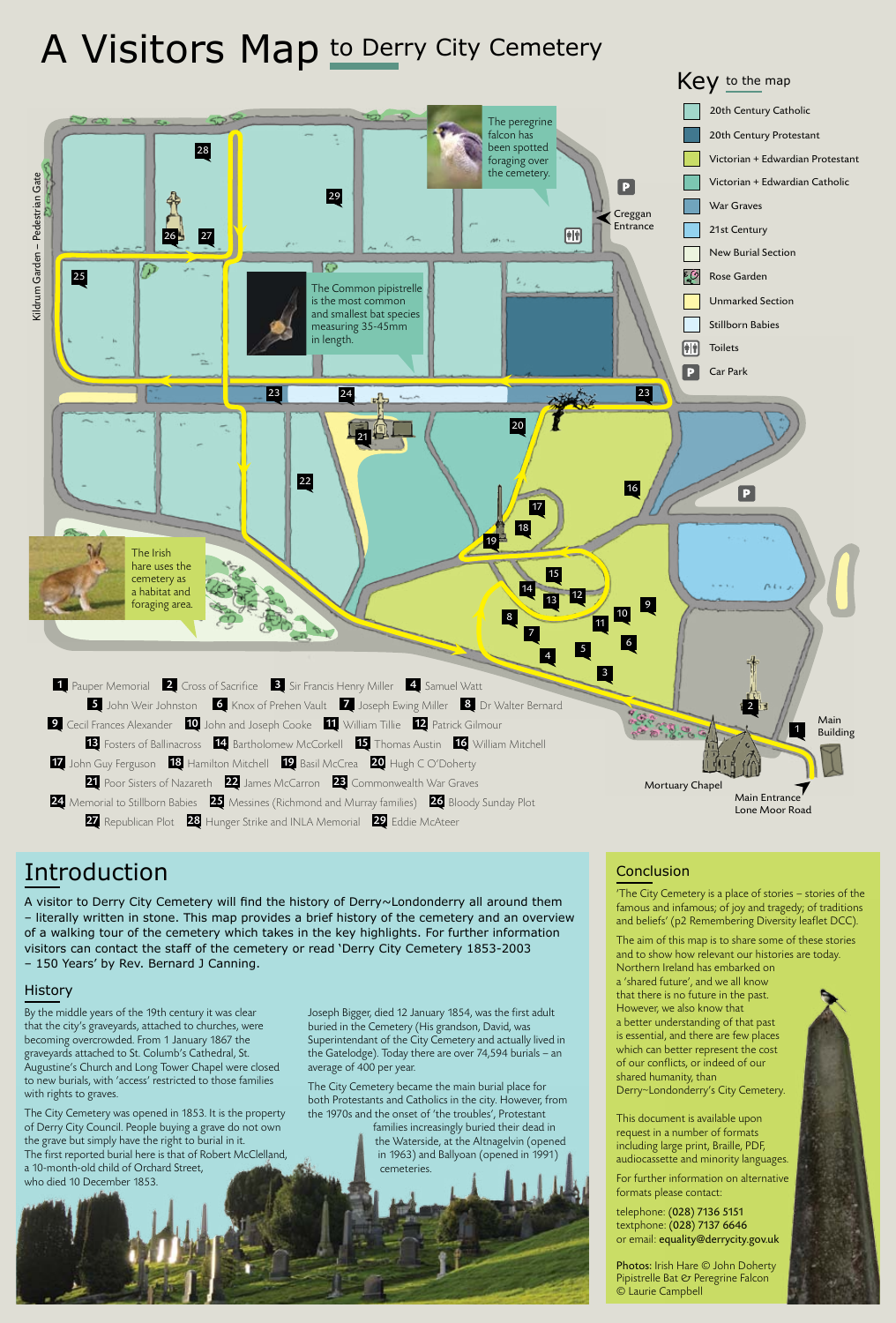# A Visitors Map to Derry City Cemetery

## Key to the map

- 20th Century Catholic
- 20th Century Protestant
- Victorian + Edwardian Protestant
- Victorian + Edwardian Catholic
- War Graves
- 21st Century
- New Burial Section
- Rose Garden
- Unmarked Section
- Stillborn Babies
- Toilets
- Car Park

The peregrine falcon has been spotted foraging over the cemetery.

The Common pipistrelle is the most common and smallest bat species measuring 35-45mm in length.

The Irish hare uses the cemetery as a habitat and foraging area.

Kildrum Garden – Pedestrian Gate

Creggan Entrance

Main Building

Mortuary Chapel

Main Entrance Lone Moor Road

1 Pauper Memorial
2 Cross of Sacrifice
3 Sir Francis Henry Miller
4 Samuel Watt
5 John Weir Johnston
6 Knox of Prehen Vault
7 Joseph Ewing Miller
8 Dr Walter Bernard
9 Cecil Frances Alexander
10 John and Joseph Cooke
11 William Tillie
12 Patrick Gilmour
13 Fosters of Ballinacross
14 Bartholomew McCorkell
15 Thomas Austin
16 William Mitchell
17 John Guy Ferguson
18 Hamilton Mitchell
19 Basil McCrea
20 Hugh C O'Doherty
21 Poor Sisters of Nazareth
22 James McCarron
23 Commonwealth War Graves
24 Memorial to Stillborn Babies
25 Messines (Richmond and Murray families)
26 Bloody Sunday Plot
27 Republican Plot
28 Hunger Strike and INLA Memorial
29 Eddie McAteer

# Introduction

A visitor to Derry City Cemetery will find the history of Derry~Londonderry all around them – literally written in stone. This map provides a brief history of the cemetery and an overview of a walking tour of the cemetery which takes in the key highlights. For further information visitors can contact the staff of the cemetery or read 'Derry City Cemetery 1853-2003 – 150 Years' by Rev. Bernard J Canning.

## History

By the middle years of the 19th century it was clear that the city's graveyards, attached to churches, were becoming overcrowded. From 1 January 1867 the graveyards attached to St. Columb's Cathedral, St. Augustine's Church and Long Tower Chapel were closed to new burials, with 'access' restricted to those families with rights to graves.

The City Cemetery was opened in 1853. It is the property of Derry City Council. People buying a grave do not own the grave but simply have the right to burial in it. The first reported burial here is that of Robert McClelland, a 10-month-old child of Orchard Street, who died 10 December 1853.

Joseph Bigger, died 12 January 1854, was the first adult buried in the Cemetery (His grandson, David, was Superintendant of the City Cemetery and actually lived in the Gatelodge). Today there are over 74,594 burials – an average of 400 per year.

The City Cemetery became the main burial place for both Protestants and Catholics in the city. However, from the 1970s and the onset of 'the troubles', Protestant families increasingly buried their dead in the Waterside, at the Altnagelvin (opened in 1963) and Ballyoan (opened in 1991) cemeteries.

## Conclusion

'The City Cemetery is a place of stories – stories of the famous and infamous; of joy and tragedy; of traditions and beliefs' (p2 Remembering Diversity leaflet DCC).

The aim of this map is to share some of these stories and to show how relevant our histories are today. Northern Ireland has embarked on a 'shared future', and we all know that there is no future in the past. However, we also know that a better understanding of that past is essential, and there are few places which can better represent the cost of our conflicts, or indeed of our shared humanity, than Derry~Londonderry's City Cemetery.

This document is available upon request in a number of formats including large print, Braille, PDF, audiocassette and minority languages.

For further information on alternative formats please contact:

telephone: **(028) 7136 5151**
textphone: **(028) 7137 6646**
or email: **equality@derrycity.gov.uk**

**Photos:** Irish Hare © John Doherty
Pipistrelle Bat & Peregrine Falcon © Laurie Campbell